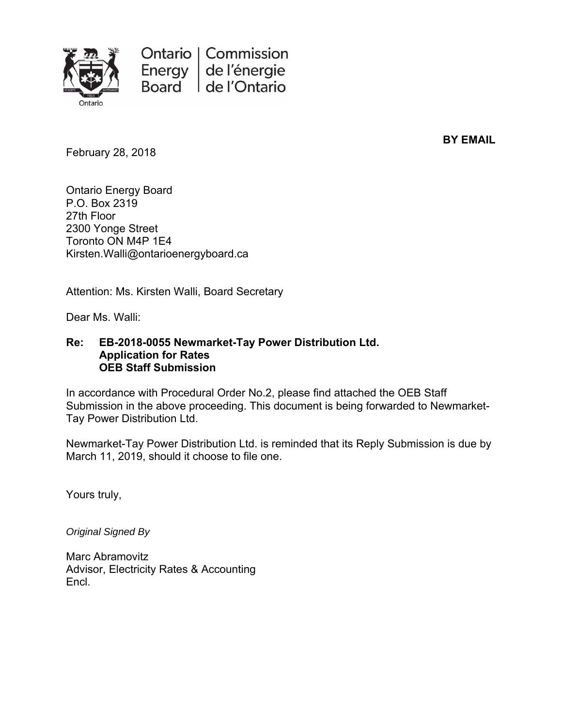Ontario Energy Board | Commission de l'énergie de l'Ontario

**BY EMAIL**

February 28, 2018

Ontario Energy Board
P.O. Box 2319
27th Floor
2300 Yonge Street
Toronto ON M4P 1E4
Kirsten.Walli@ontarioenergyboard.ca

Attention: Ms. Kirsten Walli, Board Secretary

Dear Ms. Walli:

**Re: EB-2018-0055 Newmarket-Tay Power Distribution Ltd.**
**Application for Rates**
**OEB Staff Submission**

In accordance with Procedural Order No.2, please find attached the OEB Staff Submission in the above proceeding. This document is being forwarded to Newmarket-Tay Power Distribution Ltd.

Newmarket-Tay Power Distribution Ltd. is reminded that its Reply Submission is due by March 11, 2019, should it choose to file one.

Yours truly,

*Original Signed By*

Marc Abramovitz
Advisor, Electricity Rates & Accounting
Encl.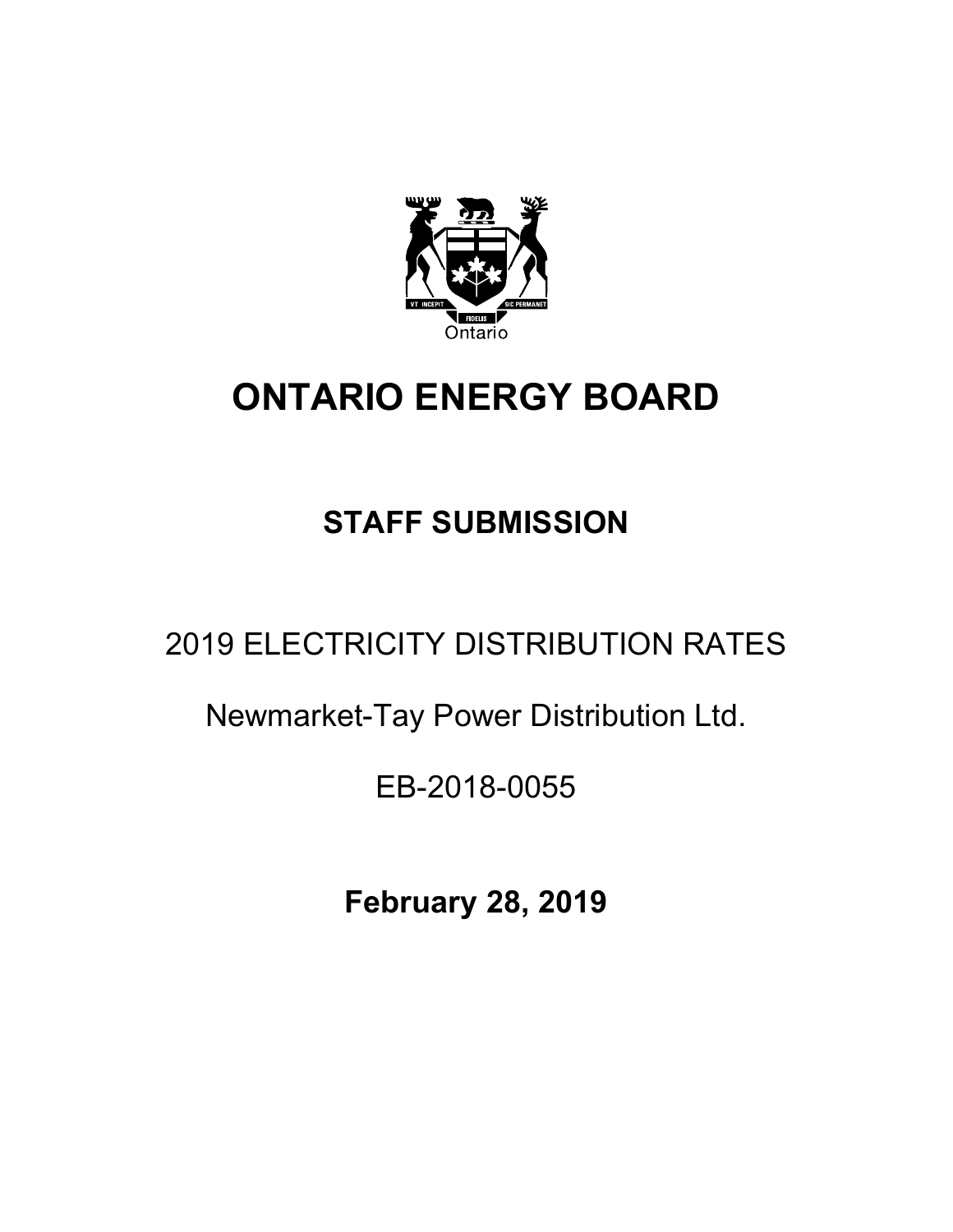# ONTARIO ENERGY BOARD

## STAFF SUBMISSION

2019 ELECTRICITY DISTRIBUTION RATES

Newmarket-Tay Power Distribution Ltd.

EB-2018-0055

**February 28, 2019**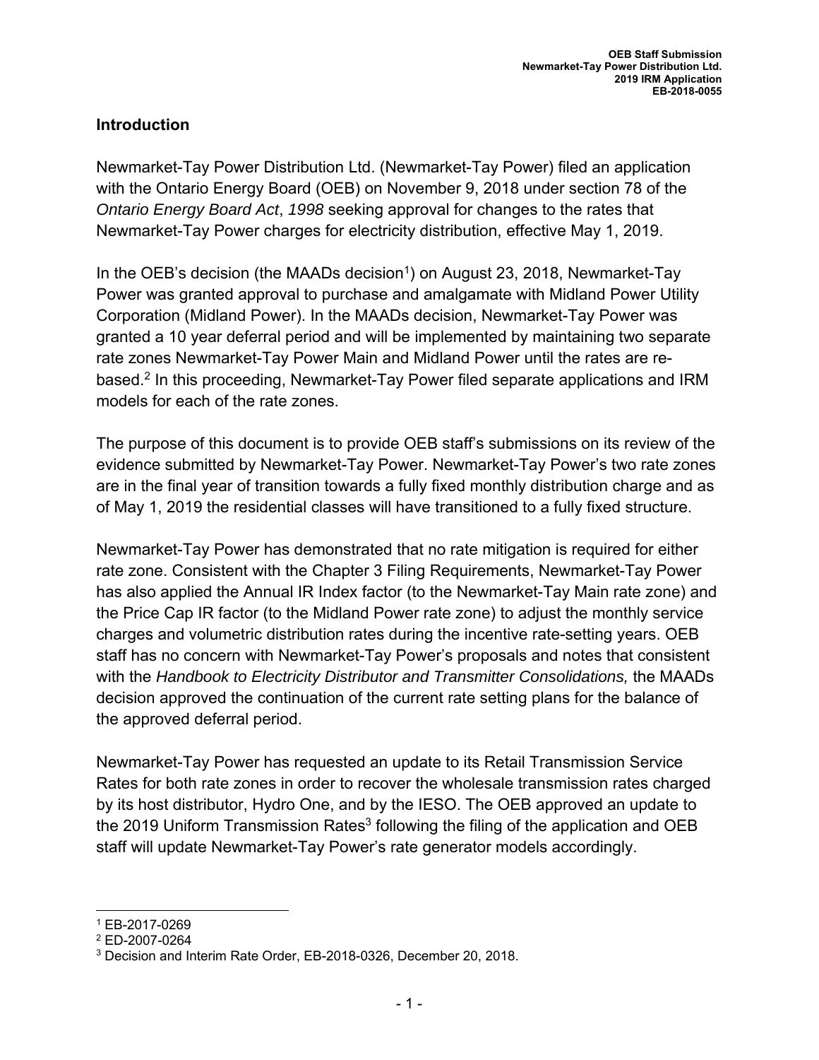## Introduction

Newmarket-Tay Power Distribution Ltd. (Newmarket-Tay Power) filed an application with the Ontario Energy Board (OEB) on November 9, 2018 under section 78 of the *Ontario Energy Board Act*, *1998* seeking approval for changes to the rates that Newmarket-Tay Power charges for electricity distribution, effective May 1, 2019.

In the OEB's decision (the MAADs decision[1]) on August 23, 2018, Newmarket-Tay Power was granted approval to purchase and amalgamate with Midland Power Utility Corporation (Midland Power). In the MAADs decision, Newmarket-Tay Power was granted a 10 year deferral period and will be implemented by maintaining two separate rate zones Newmarket-Tay Power Main and Midland Power until the rates are re-based.[2] In this proceeding, Newmarket-Tay Power filed separate applications and IRM models for each of the rate zones.

The purpose of this document is to provide OEB staff's submissions on its review of the evidence submitted by Newmarket-Tay Power. Newmarket-Tay Power's two rate zones are in the final year of transition towards a fully fixed monthly distribution charge and as of May 1, 2019 the residential classes will have transitioned to a fully fixed structure.

Newmarket-Tay Power has demonstrated that no rate mitigation is required for either rate zone. Consistent with the Chapter 3 Filing Requirements, Newmarket-Tay Power has also applied the Annual IR Index factor (to the Newmarket-Tay Main rate zone) and the Price Cap IR factor (to the Midland Power rate zone) to adjust the monthly service charges and volumetric distribution rates during the incentive rate-setting years. OEB staff has no concern with Newmarket-Tay Power's proposals and notes that consistent with the *Handbook to Electricity Distributor and Transmitter Consolidations,* the MAADs decision approved the continuation of the current rate setting plans for the balance of the approved deferral period.

Newmarket-Tay Power has requested an update to its Retail Transmission Service Rates for both rate zones in order to recover the wholesale transmission rates charged by its host distributor, Hydro One, and by the IESO. The OEB approved an update to the 2019 Uniform Transmission Rates[3] following the filing of the application and OEB staff will update Newmarket-Tay Power's rate generator models accordingly.

---

[1] EB-2017-0269

[2] ED-2007-0264

[3] Decision and Interim Rate Order, EB-2018-0326, December 20, 2018.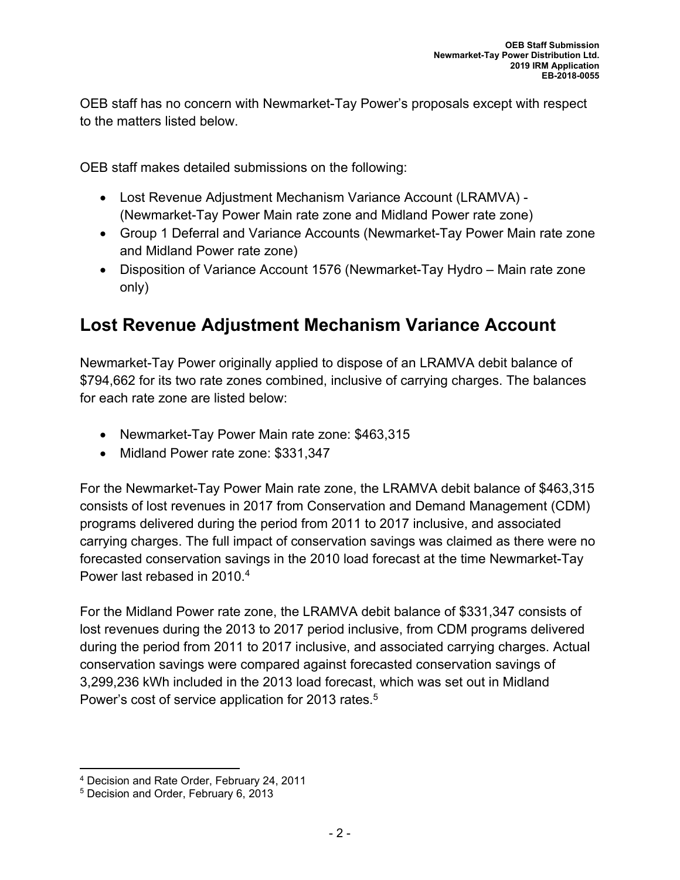OEB staff has no concern with Newmarket-Tay Power's proposals except with respect to the matters listed below.

OEB staff makes detailed submissions on the following:

- Lost Revenue Adjustment Mechanism Variance Account (LRAMVA) - (Newmarket-Tay Power Main rate zone and Midland Power rate zone)
- Group 1 Deferral and Variance Accounts (Newmarket-Tay Power Main rate zone and Midland Power rate zone)
- Disposition of Variance Account 1576 (Newmarket-Tay Hydro – Main rate zone only)

## Lost Revenue Adjustment Mechanism Variance Account

Newmarket-Tay Power originally applied to dispose of an LRAMVA debit balance of $794,662 for its two rate zones combined, inclusive of carrying charges. The balances for each rate zone are listed below:

- Newmarket-Tay Power Main rate zone: $463,315
- Midland Power rate zone: $331,347

For the Newmarket-Tay Power Main rate zone, the LRAMVA debit balance of $463,315 consists of lost revenues in 2017 from Conservation and Demand Management (CDM) programs delivered during the period from 2011 to 2017 inclusive, and associated carrying charges. The full impact of conservation savings was claimed as there were no forecasted conservation savings in the 2010 load forecast at the time Newmarket-Tay Power last rebased in 2010.[4]

For the Midland Power rate zone, the LRAMVA debit balance of $331,347 consists of lost revenues during the 2013 to 2017 period inclusive, from CDM programs delivered during the period from 2011 to 2017 inclusive, and associated carrying charges. Actual conservation savings were compared against forecasted conservation savings of 3,299,236 kWh included in the 2013 load forecast, which was set out in Midland Power's cost of service application for 2013 rates.[5]

[4] Decision and Rate Order, February 24, 2011

[5] Decision and Order, February 6, 2013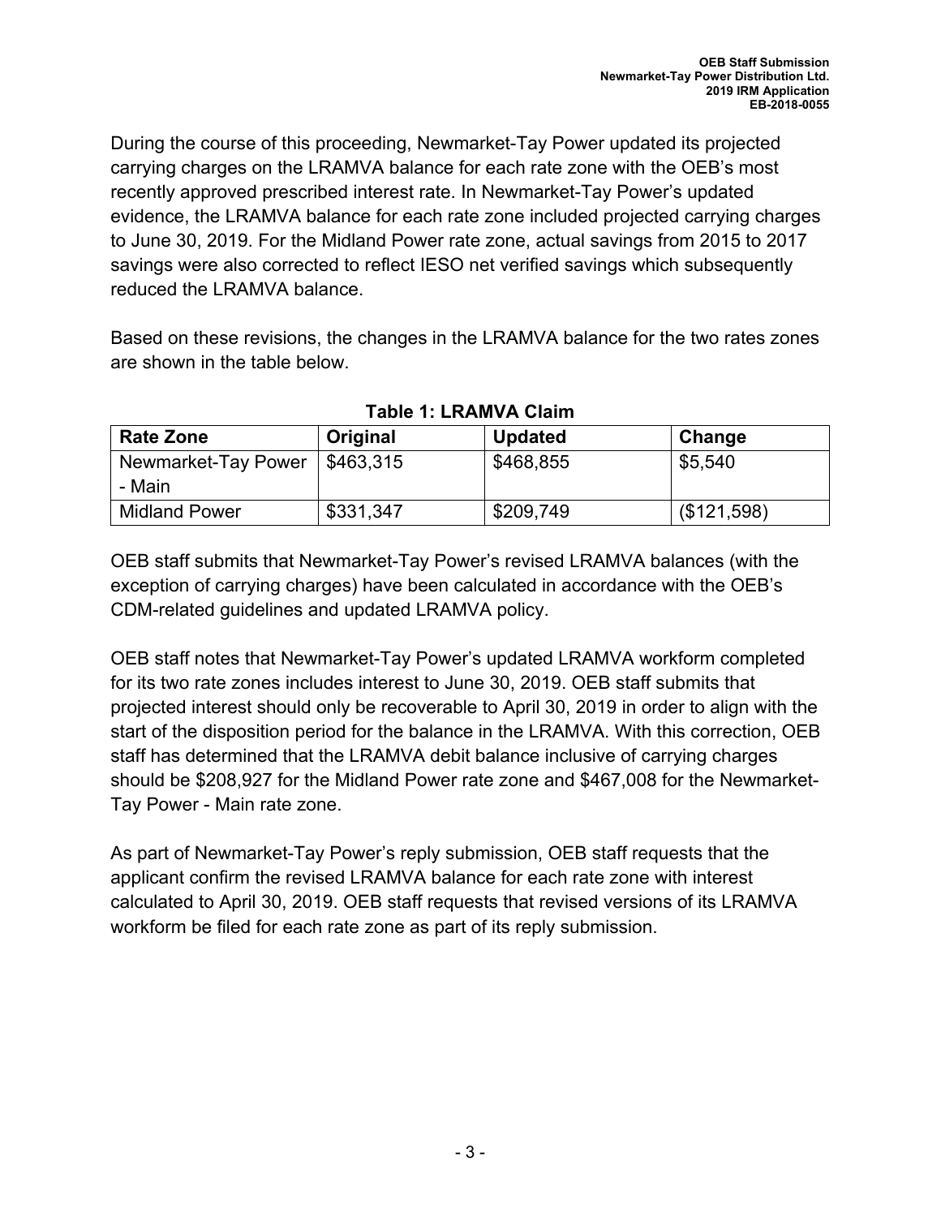During the course of this proceeding, Newmarket-Tay Power updated its projected carrying charges on the LRAMVA balance for each rate zone with the OEB's most recently approved prescribed interest rate. In Newmarket-Tay Power's updated evidence, the LRAMVA balance for each rate zone included projected carrying charges to June 30, 2019. For the Midland Power rate zone, actual savings from 2015 to 2017 savings were also corrected to reflect IESO net verified savings which subsequently reduced the LRAMVA balance.

Based on these revisions, the changes in the LRAMVA balance for the two rates zones are shown in the table below.

**Table 1: LRAMVA Claim**

| Rate Zone | Original | Updated | Change |
| --- | --- | --- | --- |
| Newmarket-Tay Power - Main | $463,315 | $468,855 | $5,540 |
| Midland Power | $331,347 | $209,749 | ($121,598) |

OEB staff submits that Newmarket-Tay Power's revised LRAMVA balances (with the exception of carrying charges) have been calculated in accordance with the OEB's CDM-related guidelines and updated LRAMVA policy.

OEB staff notes that Newmarket-Tay Power's updated LRAMVA workform completed for its two rate zones includes interest to June 30, 2019. OEB staff submits that projected interest should only be recoverable to April 30, 2019 in order to align with the start of the disposition period for the balance in the LRAMVA. With this correction, OEB staff has determined that the LRAMVA debit balance inclusive of carrying charges should be $208,927 for the Midland Power rate zone and $467,008 for the Newmarket-Tay Power - Main rate zone.

As part of Newmarket-Tay Power's reply submission, OEB staff requests that the applicant confirm the revised LRAMVA balance for each rate zone with interest calculated to April 30, 2019. OEB staff requests that revised versions of its LRAMVA workform be filed for each rate zone as part of its reply submission.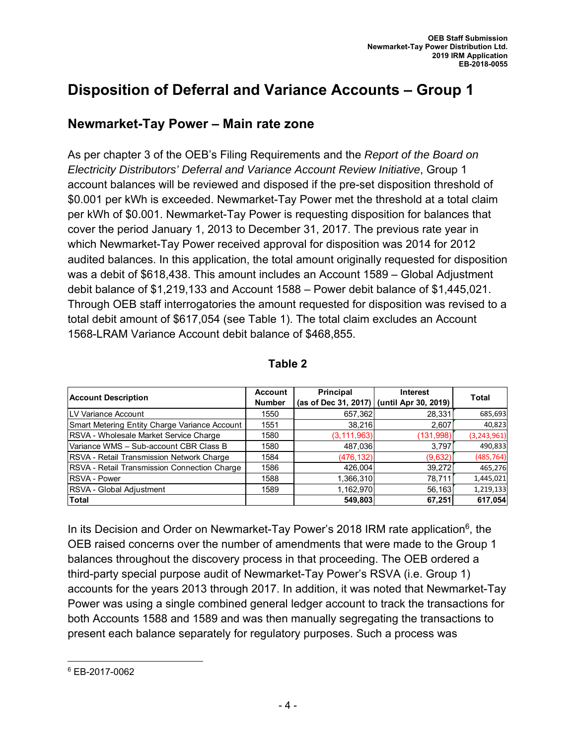# Disposition of Deferral and Variance Accounts – Group 1

## Newmarket-Tay Power – Main rate zone

As per chapter 3 of the OEB's Filing Requirements and the *Report of the Board on Electricity Distributors' Deferral and Variance Account Review Initiative*, Group 1 account balances will be reviewed and disposed if the pre-set disposition threshold of $0.001 per kWh is exceeded. Newmarket-Tay Power met the threshold at a total claim per kWh of $0.001. Newmarket-Tay Power is requesting disposition for balances that cover the period January 1, 2013 to December 31, 2017. The previous rate year in which Newmarket-Tay Power received approval for disposition was 2014 for 2012 audited balances. In this application, the total amount originally requested for disposition was a debit of $618,438. This amount includes an Account 1589 – Global Adjustment debit balance of $1,219,133 and Account 1588 – Power debit balance of $1,445,021. Through OEB staff interrogatories the amount requested for disposition was revised to a total debit amount of $617,054 (see Table 1). The total claim excludes an Account 1568-LRAM Variance Account debit balance of $468,855.

**Table 2**

| Account Description | Account Number | Principal (as of Dec 31, 2017) | Interest (until Apr 30, 2019) | Total |
|---|---|---|---|---|
| LV Variance Account | 1550 | 657,362 | 28,331 | 685,693 |
| Smart Metering Entity Charge Variance Account | 1551 | 38,216 | 2,607 | 40,823 |
| RSVA - Wholesale Market Service Charge | 1580 | (3,111,963) | (131,998) | (3,243,961) |
| Variance WMS – Sub-account CBR Class B | 1580 | 487,036 | 3,797 | 490,833 |
| RSVA - Retail Transmission Network Charge | 1584 | (476,132) | (9,632) | (485,764) |
| RSVA - Retail Transmission Connection Charge | 1586 | 426,004 | 39,272 | 465,276 |
| RSVA - Power | 1588 | 1,366,310 | 78,711 | 1,445,021 |
| RSVA - Global Adjustment | 1589 | 1,162,970 | 56,163 | 1,219,133 |
| **Total** | | **549,803** | **67,251** | **617,054** |

In its Decision and Order on Newmarket-Tay Power's 2018 IRM rate application[6], the OEB raised concerns over the number of amendments that were made to the Group 1 balances throughout the discovery process in that proceeding. The OEB ordered a third-party special purpose audit of Newmarket-Tay Power's RSVA (i.e. Group 1) accounts for the years 2013 through 2017. In addition, it was noted that Newmarket-Tay Power was using a single combined general ledger account to track the transactions for both Accounts 1588 and 1589 and was then manually segregating the transactions to present each balance separately for regulatory purposes. Such a process was

[6] EB-2017-0062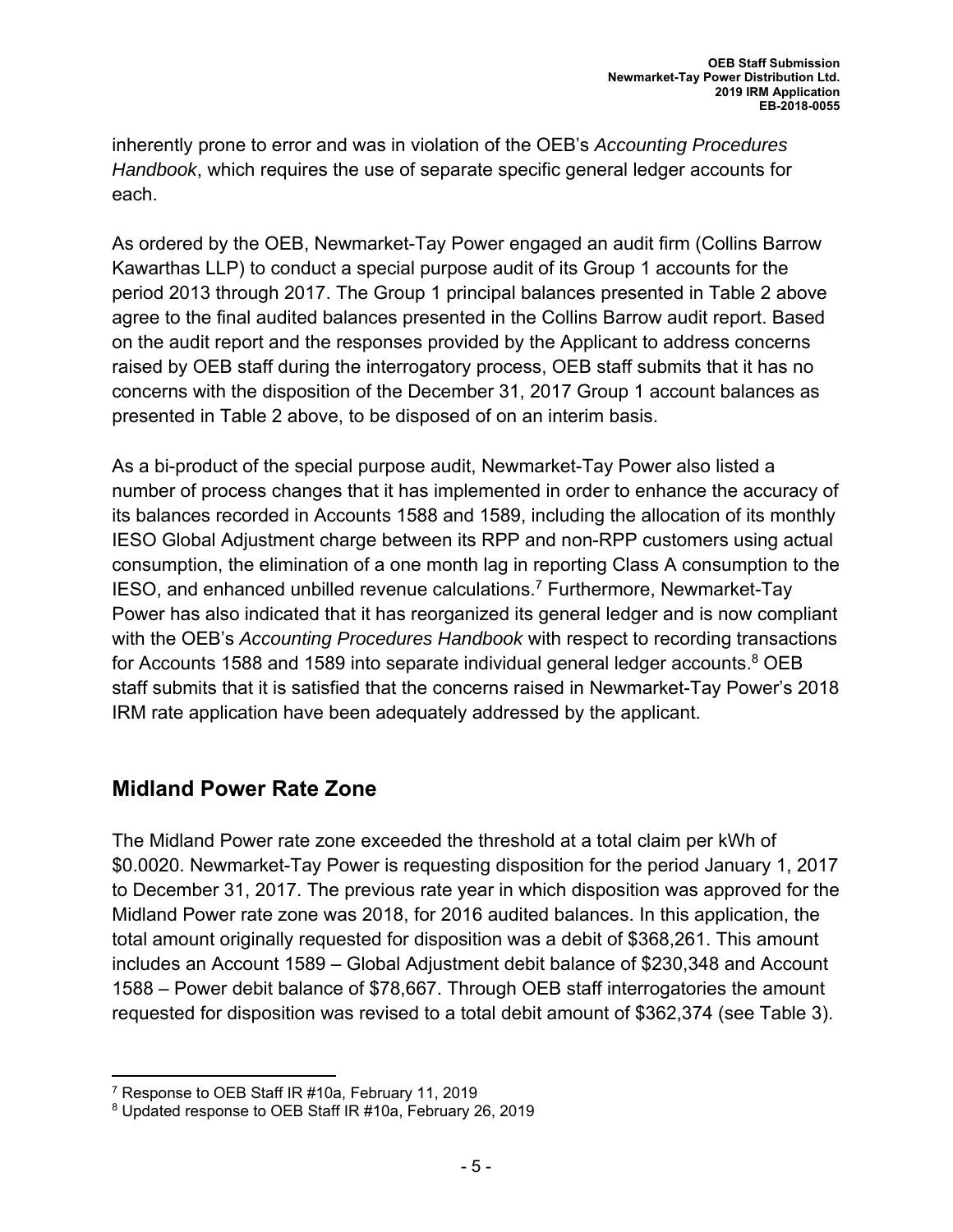inherently prone to error and was in violation of the OEB's *Accounting Procedures Handbook*, which requires the use of separate specific general ledger accounts for each.

As ordered by the OEB, Newmarket-Tay Power engaged an audit firm (Collins Barrow Kawarthas LLP) to conduct a special purpose audit of its Group 1 accounts for the period 2013 through 2017. The Group 1 principal balances presented in Table 2 above agree to the final audited balances presented in the Collins Barrow audit report. Based on the audit report and the responses provided by the Applicant to address concerns raised by OEB staff during the interrogatory process, OEB staff submits that it has no concerns with the disposition of the December 31, 2017 Group 1 account balances as presented in Table 2 above, to be disposed of on an interim basis.

As a bi-product of the special purpose audit, Newmarket-Tay Power also listed a number of process changes that it has implemented in order to enhance the accuracy of its balances recorded in Accounts 1588 and 1589, including the allocation of its monthly IESO Global Adjustment charge between its RPP and non-RPP customers using actual consumption, the elimination of a one month lag in reporting Class A consumption to the IESO, and enhanced unbilled revenue calculations.[7] Furthermore, Newmarket-Tay Power has also indicated that it has reorganized its general ledger and is now compliant with the OEB's *Accounting Procedures Handbook* with respect to recording transactions for Accounts 1588 and 1589 into separate individual general ledger accounts.[8] OEB staff submits that it is satisfied that the concerns raised in Newmarket-Tay Power's 2018 IRM rate application have been adequately addressed by the applicant.

## Midland Power Rate Zone

The Midland Power rate zone exceeded the threshold at a total claim per kWh of $0.0020. Newmarket-Tay Power is requesting disposition for the period January 1, 2017 to December 31, 2017. The previous rate year in which disposition was approved for the Midland Power rate zone was 2018, for 2016 audited balances. In this application, the total amount originally requested for disposition was a debit of $368,261. This amount includes an Account 1589 – Global Adjustment debit balance of $230,348 and Account 1588 – Power debit balance of $78,667. Through OEB staff interrogatories the amount requested for disposition was revised to a total debit amount of $362,374 (see Table 3).

---

[7] Response to OEB Staff IR #10a, February 11, 2019

[8] Updated response to OEB Staff IR #10a, February 26, 2019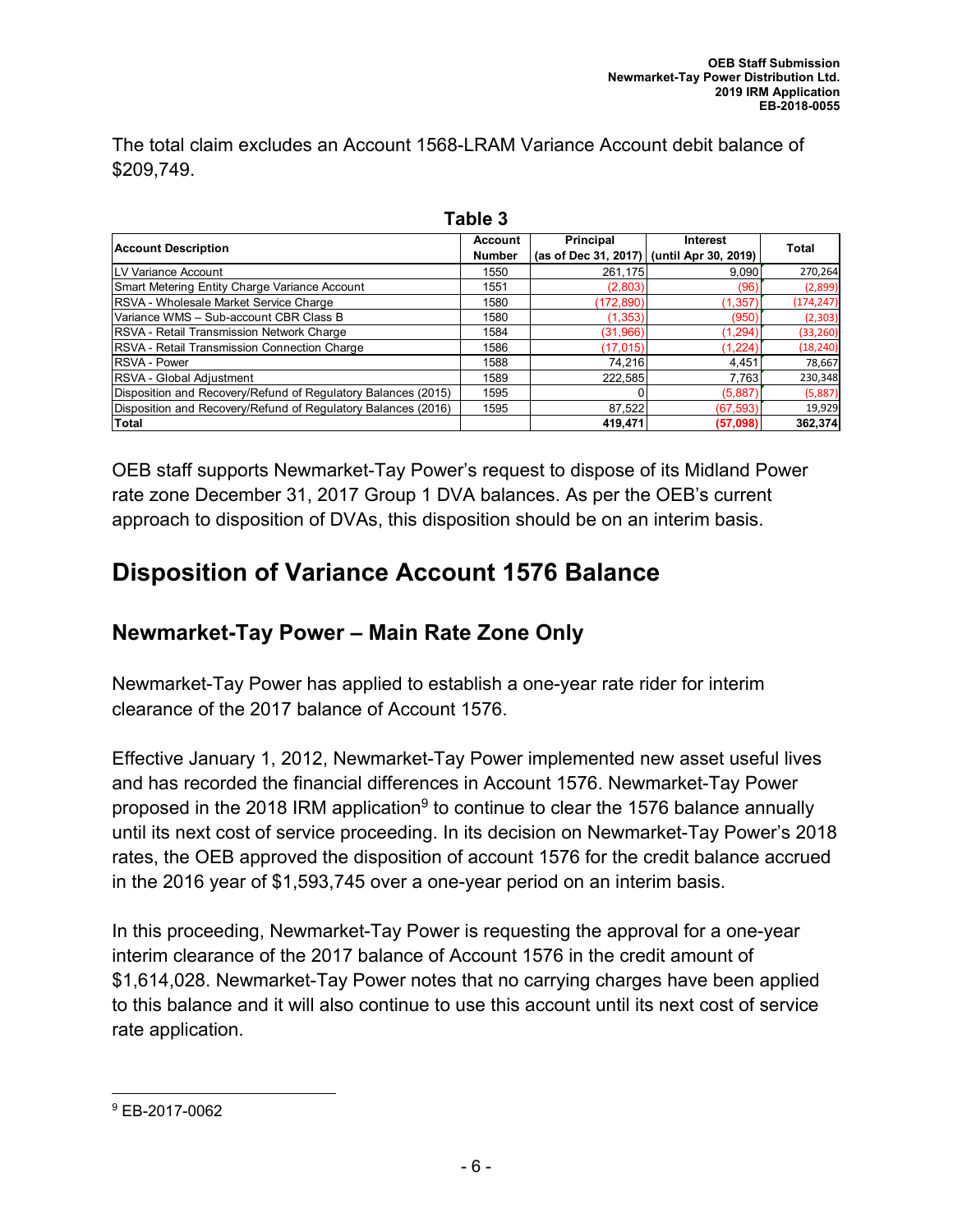The total claim excludes an Account 1568-LRAM Variance Account debit balance of $209,749.

**Table 3**

| Account Description | Account Number | Principal (as of Dec 31, 2017) | Interest (until Apr 30, 2019) | Total |
|---|---|---|---|---|
| LV Variance Account | 1550 | 261,175 | 9,090 | 270,264 |
| Smart Metering Entity Charge Variance Account | 1551 | (2,803) | (96) | (2,899) |
| RSVA - Wholesale Market Service Charge | 1580 | (172,890) | (1,357) | (174,247) |
| Variance WMS – Sub-account CBR Class B | 1580 | (1,353) | (950) | (2,303) |
| RSVA - Retail Transmission Network Charge | 1584 | (31,966) | (1,294) | (33,260) |
| RSVA - Retail Transmission Connection Charge | 1586 | (17,015) | (1,224) | (18,240) |
| RSVA - Power | 1588 | 74,216 | 4,451 | 78,667 |
| RSVA - Global Adjustment | 1589 | 222,585 | 7,763 | 230,348 |
| Disposition and Recovery/Refund of Regulatory Balances (2015) | 1595 | 0 | (5,887) | (5,887) |
| Disposition and Recovery/Refund of Regulatory Balances (2016) | 1595 | 87,522 | (67,593) | 19,929 |
| **Total** | | **419,471** | **(57,098)** | **362,374** |

OEB staff supports Newmarket-Tay Power's request to dispose of its Midland Power rate zone December 31, 2017 Group 1 DVA balances. As per the OEB's current approach to disposition of DVAs, this disposition should be on an interim basis.

# Disposition of Variance Account 1576 Balance

## Newmarket-Tay Power – Main Rate Zone Only

Newmarket-Tay Power has applied to establish a one-year rate rider for interim clearance of the 2017 balance of Account 1576.

Effective January 1, 2012, Newmarket-Tay Power implemented new asset useful lives and has recorded the financial differences in Account 1576. Newmarket-Tay Power proposed in the 2018 IRM application[9] to continue to clear the 1576 balance annually until its next cost of service proceeding. In its decision on Newmarket-Tay Power's 2018 rates, the OEB approved the disposition of account 1576 for the credit balance accrued in the 2016 year of $1,593,745 over a one-year period on an interim basis.

In this proceeding, Newmarket-Tay Power is requesting the approval for a one-year interim clearance of the 2017 balance of Account 1576 in the credit amount of $1,614,028. Newmarket-Tay Power notes that no carrying charges have been applied to this balance and it will also continue to use this account until its next cost of service rate application.

[9] EB-2017-0062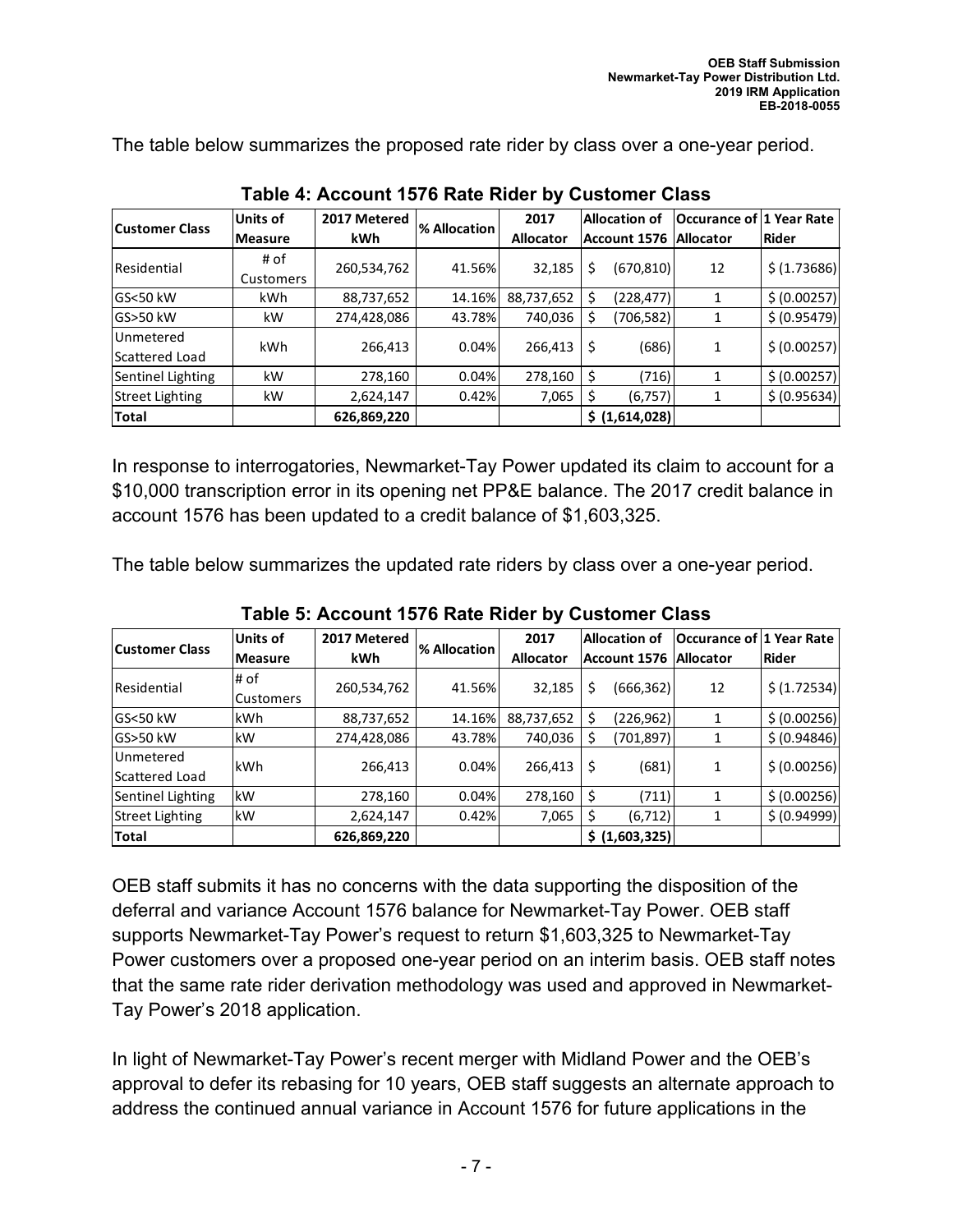The table below summarizes the proposed rate rider by class over a one-year period.

**Table 4: Account 1576 Rate Rider by Customer Class**

| Customer Class | Units of Measure | 2017 Metered kWh | % Allocation | 2017 Allocator | Allocation of Account 1576 | Occurance of Allocator | 1 Year Rate Rider |
|---|---|---|---|---|---|---|---|
| Residential | # of Customers | 260,534,762 | 41.56% | 32,185 | $ (670,810) | 12 | $ (1.73686) |
| GS<50 kW | kWh | 88,737,652 | 14.16% | 88,737,652 | $ (228,477) | 1 | $ (0.00257) |
| GS>50 kW | kW | 274,428,086 | 43.78% | 740,036 | $ (706,582) | 1 | $ (0.95479) |
| Unmetered Scattered Load | kWh | 266,413 | 0.04% | 266,413 | $ (686) | 1 | $ (0.00257) |
| Sentinel Lighting | kW | 278,160 | 0.04% | 278,160 | $ (716) | 1 | $ (0.00257) |
| Street Lighting | kW | 2,624,147 | 0.42% | 7,065 | $ (6,757) | 1 | $ (0.95634) |
| **Total** | | **626,869,220** | | | **$ (1,614,028)** | | |

In response to interrogatories, Newmarket-Tay Power updated its claim to account for a $10,000 transcription error in its opening net PP&E balance. The 2017 credit balance in account 1576 has been updated to a credit balance of $1,603,325.

The table below summarizes the updated rate riders by class over a one-year period.

**Table 5: Account 1576 Rate Rider by Customer Class**

| Customer Class | Units of Measure | 2017 Metered kWh | % Allocation | 2017 Allocator | Allocation of Account 1576 | Occurance of Allocator | 1 Year Rate Rider |
|---|---|---|---|---|---|---|---|
| Residential | # of Customers | 260,534,762 | 41.56% | 32,185 | $ (666,362) | 12 | $ (1.72534) |
| GS<50 kW | kWh | 88,737,652 | 14.16% | 88,737,652 | $ (226,962) | 1 | $ (0.00256) |
| GS>50 kW | kW | 274,428,086 | 43.78% | 740,036 | $ (701,897) | 1 | $ (0.94846) |
| Unmetered Scattered Load | kWh | 266,413 | 0.04% | 266,413 | $ (681) | 1 | $ (0.00256) |
| Sentinel Lighting | kW | 278,160 | 0.04% | 278,160 | $ (711) | 1 | $ (0.00256) |
| Street Lighting | kW | 2,624,147 | 0.42% | 7,065 | $ (6,712) | 1 | $ (0.94999) |
| **Total** | | **626,869,220** | | | **$ (1,603,325)** | | |

OEB staff submits it has no concerns with the data supporting the disposition of the deferral and variance Account 1576 balance for Newmarket-Tay Power. OEB staff supports Newmarket-Tay Power's request to return $1,603,325 to Newmarket-Tay Power customers over a proposed one-year period on an interim basis. OEB staff notes that the same rate rider derivation methodology was used and approved in Newmarket-Tay Power's 2018 application.

In light of Newmarket-Tay Power's recent merger with Midland Power and the OEB's approval to defer its rebasing for 10 years, OEB staff suggests an alternate approach to address the continued annual variance in Account 1576 for future applications in the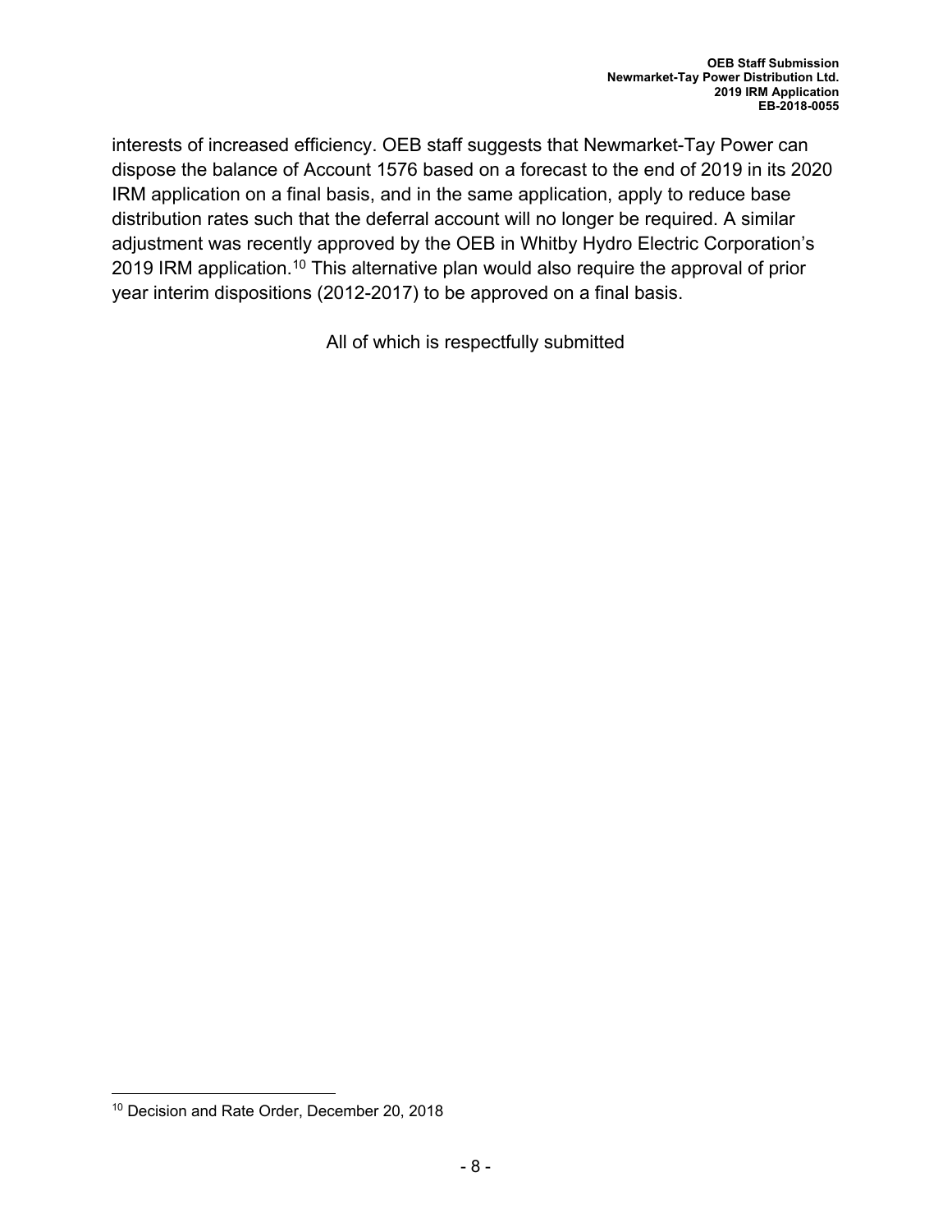interests of increased efficiency. OEB staff suggests that Newmarket-Tay Power can dispose the balance of Account 1576 based on a forecast to the end of 2019 in its 2020 IRM application on a final basis, and in the same application, apply to reduce base distribution rates such that the deferral account will no longer be required. A similar adjustment was recently approved by the OEB in Whitby Hydro Electric Corporation's 2019 IRM application.[10] This alternative plan would also require the approval of prior year interim dispositions (2012-2017) to be approved on a final basis.

All of which is respectfully submitted

[10] Decision and Rate Order, December 20, 2018